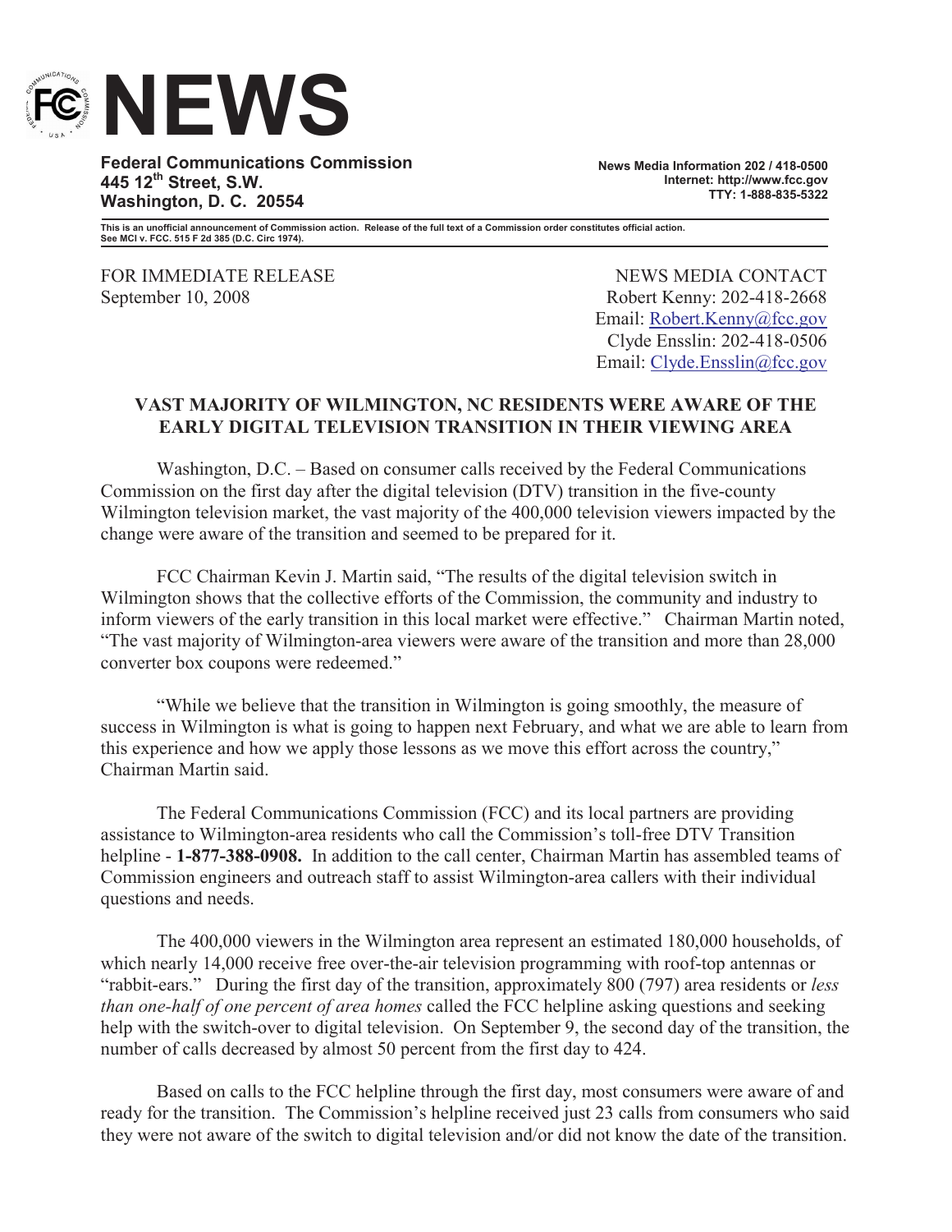# NEWS

**Federal Communications Commission**
**445 12th Street, S.W.**
**Washington, D. C. 20554**

**News Media Information 202 / 418-0500**
**Internet: http://www.fcc.gov**
**TTY: 1-888-835-5322**

**This is an unofficial announcement of Commission action. Release of the full text of a Commission order constitutes official action. See MCI v. FCC. 515 F 2d 385 (D.C. Circ 1974).**

FOR IMMEDIATE RELEASE
September 10, 2008

NEWS MEDIA CONTACT
Robert Kenny: 202-418-2668
Email: Robert.Kenny@fcc.gov
Clyde Ensslin: 202-418-0506
Email: Clyde.Ensslin@fcc.gov

## VAST MAJORITY OF WILMINGTON, NC RESIDENTS WERE AWARE OF THE EARLY DIGITAL TELEVISION TRANSITION IN THEIR VIEWING AREA

Washington, D.C. – Based on consumer calls received by the Federal Communications Commission on the first day after the digital television (DTV) transition in the five-county Wilmington television market, the vast majority of the 400,000 television viewers impacted by the change were aware of the transition and seemed to be prepared for it.

FCC Chairman Kevin J. Martin said, "The results of the digital television switch in Wilmington shows that the collective efforts of the Commission, the community and industry to inform viewers of the early transition in this local market were effective." Chairman Martin noted, "The vast majority of Wilmington-area viewers were aware of the transition and more than 28,000 converter box coupons were redeemed."

"While we believe that the transition in Wilmington is going smoothly, the measure of success in Wilmington is what is going to happen next February, and what we are able to learn from this experience and how we apply those lessons as we move this effort across the country," Chairman Martin said.

The Federal Communications Commission (FCC) and its local partners are providing assistance to Wilmington-area residents who call the Commission's toll-free DTV Transition helpline - **1-877-388-0908.** In addition to the call center, Chairman Martin has assembled teams of Commission engineers and outreach staff to assist Wilmington-area callers with their individual questions and needs.

The 400,000 viewers in the Wilmington area represent an estimated 180,000 households, of which nearly 14,000 receive free over-the-air television programming with roof-top antennas or "rabbit-ears." During the first day of the transition, approximately 800 (797) area residents or *less than one-half of one percent of area homes* called the FCC helpline asking questions and seeking help with the switch-over to digital television. On September 9, the second day of the transition, the number of calls decreased by almost 50 percent from the first day to 424.

Based on calls to the FCC helpline through the first day, most consumers were aware of and ready for the transition. The Commission's helpline received just 23 calls from consumers who said they were not aware of the switch to digital television and/or did not know the date of the transition.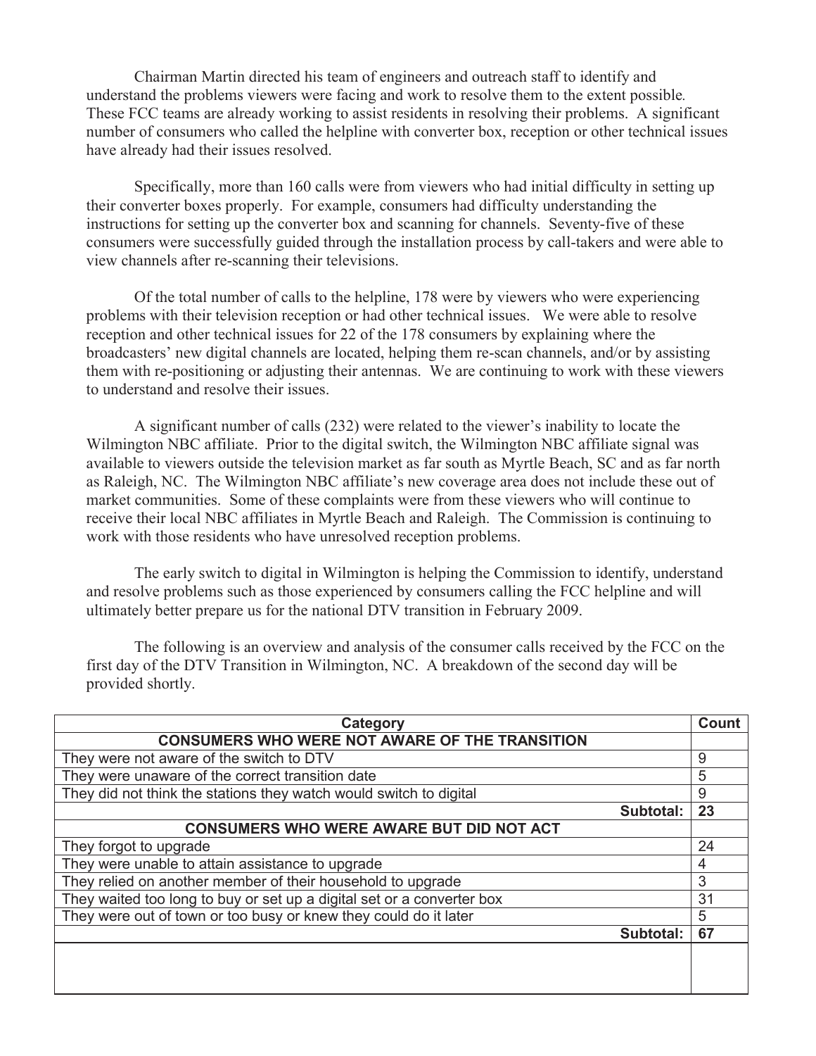Chairman Martin directed his team of engineers and outreach staff to identify and understand the problems viewers were facing and work to resolve them to the extent possible. These FCC teams are already working to assist residents in resolving their problems. A significant number of consumers who called the helpline with converter box, reception or other technical issues have already had their issues resolved.

Specifically, more than 160 calls were from viewers who had initial difficulty in setting up their converter boxes properly. For example, consumers had difficulty understanding the instructions for setting up the converter box and scanning for channels. Seventy-five of these consumers were successfully guided through the installation process by call-takers and were able to view channels after re-scanning their televisions.

Of the total number of calls to the helpline, 178 were by viewers who were experiencing problems with their television reception or had other technical issues. We were able to resolve reception and other technical issues for 22 of the 178 consumers by explaining where the broadcasters' new digital channels are located, helping them re-scan channels, and/or by assisting them with re-positioning or adjusting their antennas. We are continuing to work with these viewers to understand and resolve their issues.

A significant number of calls (232) were related to the viewer's inability to locate the Wilmington NBC affiliate. Prior to the digital switch, the Wilmington NBC affiliate signal was available to viewers outside the television market as far south as Myrtle Beach, SC and as far north as Raleigh, NC. The Wilmington NBC affiliate's new coverage area does not include these out of market communities. Some of these complaints were from these viewers who will continue to receive their local NBC affiliates in Myrtle Beach and Raleigh. The Commission is continuing to work with those residents who have unresolved reception problems.

The early switch to digital in Wilmington is helping the Commission to identify, understand and resolve problems such as those experienced by consumers calling the FCC helpline and will ultimately better prepare us for the national DTV transition in February 2009.

The following is an overview and analysis of the consumer calls received by the FCC on the first day of the DTV Transition in Wilmington, NC. A breakdown of the second day will be provided shortly.

| Category | Count |
|---|---|
| **CONSUMERS WHO WERE NOT AWARE OF THE TRANSITION** | |
| They were not aware of the switch to DTV | 9 |
| They were unaware of the correct transition date | 5 |
| They did not think the stations they watch would switch to digital | 9 |
| **Subtotal:** | **23** |
| **CONSUMERS WHO WERE AWARE BUT DID NOT ACT** | |
| They forgot to upgrade | 24 |
| They were unable to attain assistance to upgrade | 4 |
| They relied on another member of their household to upgrade | 3 |
| They waited too long to buy or set up a digital set or a converter box | 31 |
| They were out of town or too busy or knew they could do it later | 5 |
| **Subtotal:** | **67** |
| | |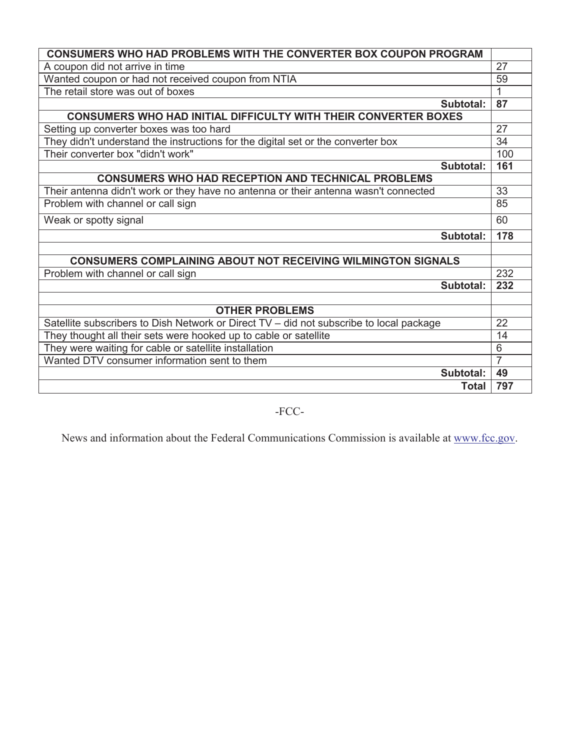| CONSUMERS WHO HAD PROBLEMS WITH THE CONVERTER BOX COUPON PROGRAM | |
|---|---|
| A coupon did not arrive in time | 27 |
| Wanted coupon or had not received coupon from NTIA | 59 |
| The retail store was out of boxes | 1 |
| **Subtotal:** | **87** |
| **CONSUMERS WHO HAD INITIAL DIFFICULTY WITH THEIR CONVERTER BOXES** | |
| Setting up converter boxes was too hard | 27 |
| They didn't understand the instructions for the digital set or the converter box | 34 |
| Their converter box "didn't work" | 100 |
| **Subtotal:** | **161** |
| **CONSUMERS WHO HAD RECEPTION AND TECHNICAL PROBLEMS** | |
| Their antenna didn't work or they have no antenna or their antenna wasn't connected | 33 |
| Problem with channel or call sign | 85 |
| Weak or spotty signal | 60 |
| **Subtotal:** | **178** |
| | |
| **CONSUMERS COMPLAINING ABOUT NOT RECEIVING WILMINGTON SIGNALS** | |
| Problem with channel or call sign | 232 |
| **Subtotal:** | **232** |
| | |
| **OTHER PROBLEMS** | |
| Satellite subscribers to Dish Network or Direct TV – did not subscribe to local package | 22 |
| They thought all their sets were hooked up to cable or satellite | 14 |
| They were waiting for cable or satellite installation | 6 |
| Wanted DTV consumer information sent to them | 7 |
| **Subtotal:** | **49** |
| **Total** | **797** |

-FCC-

News and information about the Federal Communications Commission is available at www.fcc.gov.